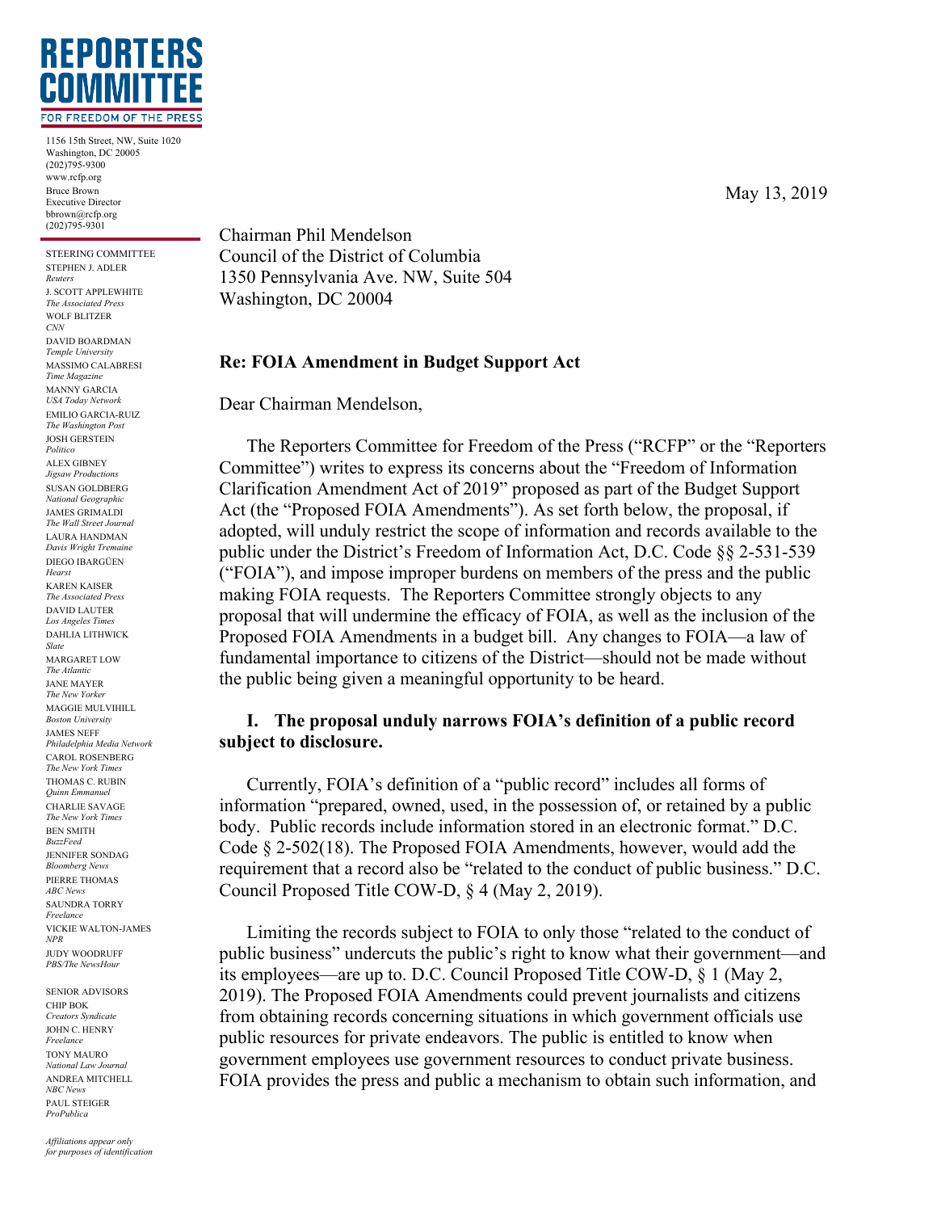# REPORTERS COMMITTEE

FOR FREEDOM OF THE PRESS

1156 15th Street, NW, Suite 1020
Washington, DC 20005
(202)795-9300
www.rcfp.org
Bruce Brown
Executive Director
bbrown@rcfp.org
(202)795-9301

STEERING COMMITTEE
STEPHEN J. ADLER
*Reuters*
J. SCOTT APPLEWHITE
*The Associated Press*
WOLF BLITZER
*CNN*
DAVID BOARDMAN
*Temple University*
MASSIMO CALABRESI
*Time Magazine*
MANNY GARCIA
*USA Today Network*
EMILIO GARCIA-RUIZ
*The Washington Post*
JOSH GERSTEIN
*Politico*
ALEX GIBNEY
*Jigsaw Productions*
SUSAN GOLDBERG
*National Geographic*
JAMES GRIMALDI
*The Wall Street Journal*
LAURA HANDMAN
*Davis Wright Tremaine*
DIEGO IBARGÜEN
*Hearst*
KAREN KAISER
*The Associated Press*
DAVID LAUTER
*Los Angeles Times*
DAHLIA LITHWICK
*Slate*
MARGARET LOW
*The Atlantic*
JANE MAYER
*The New Yorker*
MAGGIE MULVIHILL
*Boston University*
JAMES NEFF
*Philadelphia Media Network*
CAROL ROSENBERG
*The New York Times*
THOMAS C. RUBIN
*Quinn Emmanuel*
CHARLIE SAVAGE
*The New York Times*
BEN SMITH
*BuzzFeed*
JENNIFER SONDAG
*Bloomberg News*
PIERRE THOMAS
*ABC News*
SAUNDRA TORRY
*Freelance*
VICKIE WALTON-JAMES
*NPR*
JUDY WOODRUFF
*PBS/The NewsHour*

SENIOR ADVISORS
CHIP BOK
*Creators Syndicate*
JOHN C. HENRY
*Freelance*
TONY MAURO
*National Law Journal*
ANDREA MITCHELL
*NBC News*
PAUL STEIGER
*ProPublica*

*Affiliations appear only for purposes of identification*

May 13, 2019

Chairman Phil Mendelson
Council of the District of Columbia
1350 Pennsylvania Ave. NW, Suite 504
Washington, DC 20004

**Re: FOIA Amendment in Budget Support Act**

Dear Chairman Mendelson,

The Reporters Committee for Freedom of the Press ("RCFP" or the "Reporters Committee") writes to express its concerns about the "Freedom of Information Clarification Amendment Act of 2019" proposed as part of the Budget Support Act (the "Proposed FOIA Amendments"). As set forth below, the proposal, if adopted, will unduly restrict the scope of information and records available to the public under the District's Freedom of Information Act, D.C. Code §§ 2-531-539 ("FOIA"), and impose improper burdens on members of the press and the public making FOIA requests. The Reporters Committee strongly objects to any proposal that will undermine the efficacy of FOIA, as well as the inclusion of the Proposed FOIA Amendments in a budget bill. Any changes to FOIA—a law of fundamental importance to citizens of the District—should not be made without the public being given a meaningful opportunity to be heard.

## I. The proposal unduly narrows FOIA's definition of a public record subject to disclosure.

Currently, FOIA's definition of a "public record" includes all forms of information "prepared, owned, used, in the possession of, or retained by a public body. Public records include information stored in an electronic format." D.C. Code § 2-502(18). The Proposed FOIA Amendments, however, would add the requirement that a record also be "related to the conduct of public business." D.C. Council Proposed Title COW-D, § 4 (May 2, 2019).

Limiting the records subject to FOIA to only those "related to the conduct of public business" undercuts the public's right to know what their government—and its employees—are up to. D.C. Council Proposed Title COW-D, § 1 (May 2, 2019). The Proposed FOIA Amendments could prevent journalists and citizens from obtaining records concerning situations in which government officials use public resources for private endeavors. The public is entitled to know when government employees use government resources to conduct private business. FOIA provides the press and public a mechanism to obtain such information, and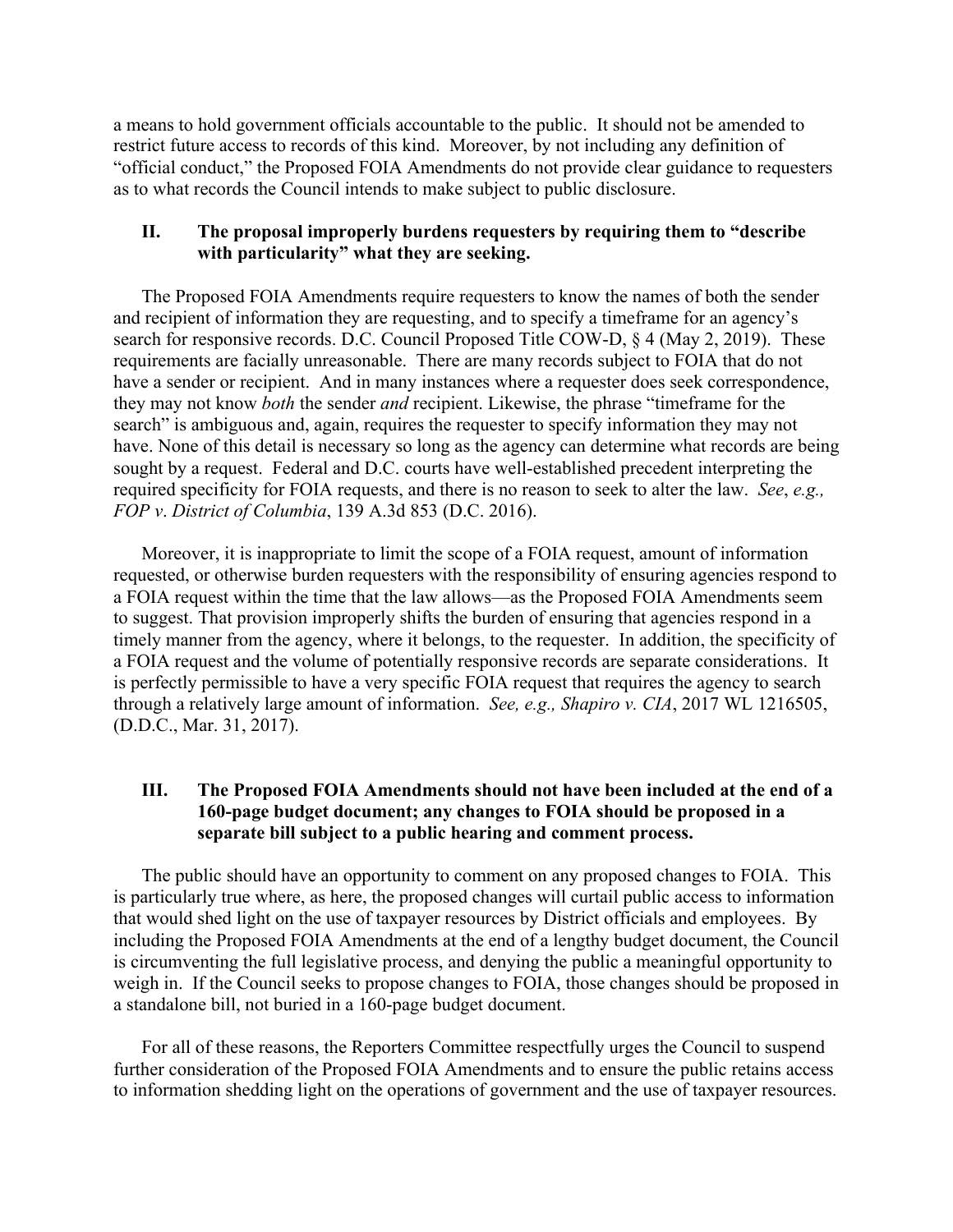a means to hold government officials accountable to the public. It should not be amended to restrict future access to records of this kind. Moreover, by not including any definition of "official conduct," the Proposed FOIA Amendments do not provide clear guidance to requesters as to what records the Council intends to make subject to public disclosure.

## II. The proposal improperly burdens requesters by requiring them to "describe with particularity" what they are seeking.

The Proposed FOIA Amendments require requesters to know the names of both the sender and recipient of information they are requesting, and to specify a timeframe for an agency's search for responsive records. D.C. Council Proposed Title COW-D, § 4 (May 2, 2019). These requirements are facially unreasonable. There are many records subject to FOIA that do not have a sender or recipient. And in many instances where a requester does seek correspondence, they may not know *both* the sender *and* recipient. Likewise, the phrase "timeframe for the search" is ambiguous and, again, requires the requester to specify information they may not have. None of this detail is necessary so long as the agency can determine what records are being sought by a request. Federal and D.C. courts have well-established precedent interpreting the required specificity for FOIA requests, and there is no reason to seek to alter the law. *See*, *e.g., FOP v. District of Columbia*, 139 A.3d 853 (D.C. 2016).

Moreover, it is inappropriate to limit the scope of a FOIA request, amount of information requested, or otherwise burden requesters with the responsibility of ensuring agencies respond to a FOIA request within the time that the law allows—as the Proposed FOIA Amendments seem to suggest. That provision improperly shifts the burden of ensuring that agencies respond in a timely manner from the agency, where it belongs, to the requester. In addition, the specificity of a FOIA request and the volume of potentially responsive records are separate considerations. It is perfectly permissible to have a very specific FOIA request that requires the agency to search through a relatively large amount of information. *See, e.g., Shapiro v. CIA*, 2017 WL 1216505, (D.D.C., Mar. 31, 2017).

## III. The Proposed FOIA Amendments should not have been included at the end of a 160-page budget document; any changes to FOIA should be proposed in a separate bill subject to a public hearing and comment process.

The public should have an opportunity to comment on any proposed changes to FOIA. This is particularly true where, as here, the proposed changes will curtail public access to information that would shed light on the use of taxpayer resources by District officials and employees. By including the Proposed FOIA Amendments at the end of a lengthy budget document, the Council is circumventing the full legislative process, and denying the public a meaningful opportunity to weigh in. If the Council seeks to propose changes to FOIA, those changes should be proposed in a standalone bill, not buried in a 160-page budget document.

For all of these reasons, the Reporters Committee respectfully urges the Council to suspend further consideration of the Proposed FOIA Amendments and to ensure the public retains access to information shedding light on the operations of government and the use of taxpayer resources.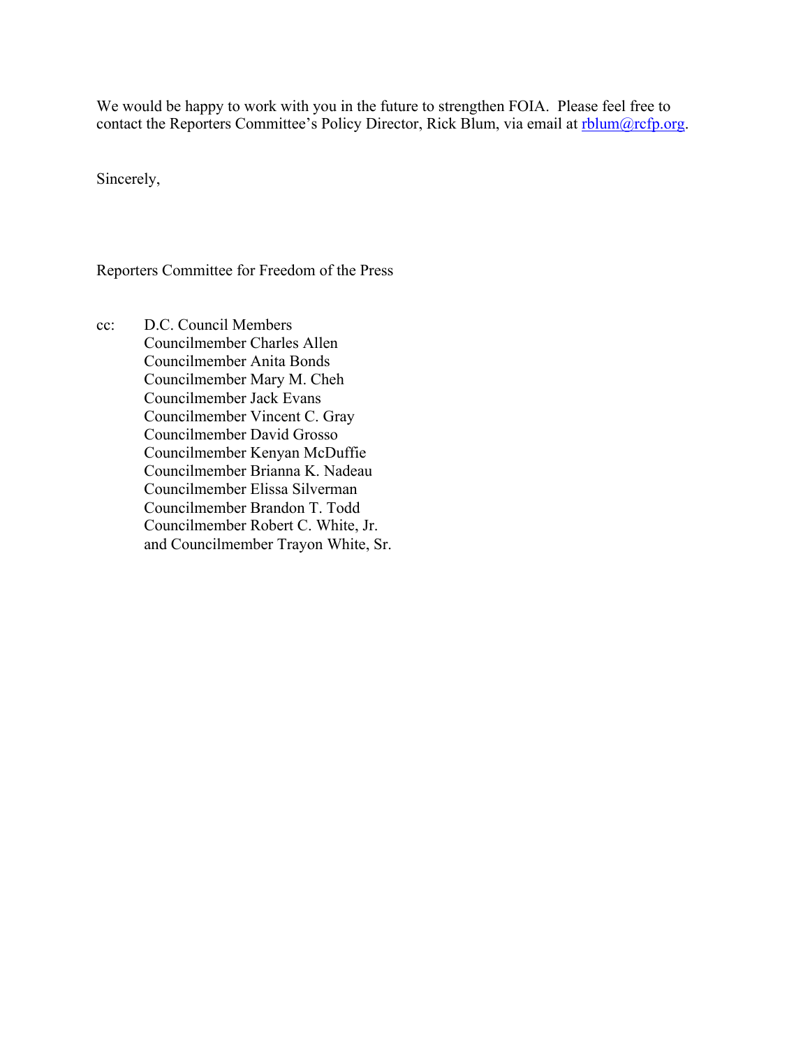We would be happy to work with you in the future to strengthen FOIA. Please feel free to contact the Reporters Committee's Policy Director, Rick Blum, via email at rblum@rcfp.org.

Sincerely,

Reporters Committee for Freedom of the Press

cc: D.C. Council Members
Councilmember Charles Allen
Councilmember Anita Bonds
Councilmember Mary M. Cheh
Councilmember Jack Evans
Councilmember Vincent C. Gray
Councilmember David Grosso
Councilmember Kenyan McDuffie
Councilmember Brianna K. Nadeau
Councilmember Elissa Silverman
Councilmember Brandon T. Todd
Councilmember Robert C. White, Jr.
and Councilmember Trayon White, Sr.